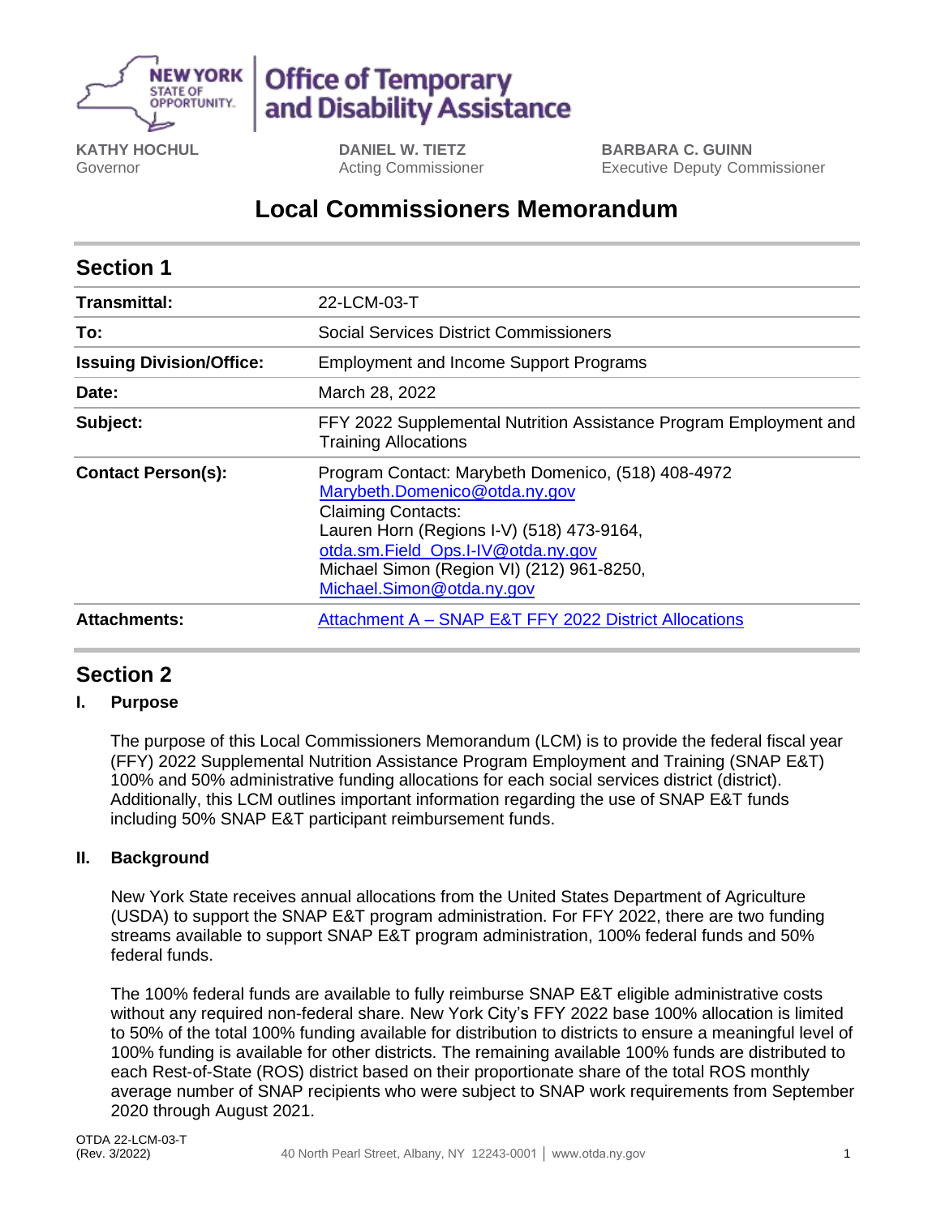NEW YORK STATE OF OPPORTUNITY. | Office of Temporary and Disability Assistance

**KATHY HOCHUL**
Governor

**DANIEL W. TIETZ**
Acting Commissioner

**BARBARA C. GUINN**
Executive Deputy Commissioner

# Local Commissioners Memorandum

## Section 1

| | |
|---|---|
| **Transmittal:** | 22-LCM-03-T |
| **To:** | Social Services District Commissioners |
| **Issuing Division/Office:** | Employment and Income Support Programs |
| **Date:** | March 28, 2022 |
| **Subject:** | FFY 2022 Supplemental Nutrition Assistance Program Employment and Training Allocations |
| **Contact Person(s):** | Program Contact: Marybeth Domenico, (518) 408-4972 Marybeth.Domenico@otda.ny.gov Claiming Contacts: Lauren Horn (Regions I-V) (518) 473-9164, otda.sm.Field_Ops.I-IV@otda.ny.gov Michael Simon (Region VI) (212) 961-8250, Michael.Simon@otda.ny.gov |
| **Attachments:** | Attachment A – SNAP E&T FFY 2022 District Allocations |

## Section 2

### I. Purpose

The purpose of this Local Commissioners Memorandum (LCM) is to provide the federal fiscal year (FFY) 2022 Supplemental Nutrition Assistance Program Employment and Training (SNAP E&T) 100% and 50% administrative funding allocations for each social services district (district). Additionally, this LCM outlines important information regarding the use of SNAP E&T funds including 50% SNAP E&T participant reimbursement funds.

### II. Background

New York State receives annual allocations from the United States Department of Agriculture (USDA) to support the SNAP E&T program administration. For FFY 2022, there are two funding streams available to support SNAP E&T program administration, 100% federal funds and 50% federal funds.

The 100% federal funds are available to fully reimburse SNAP E&T eligible administrative costs without any required non-federal share. New York City's FFY 2022 base 100% allocation is limited to 50% of the total 100% funding available for distribution to districts to ensure a meaningful level of 100% funding is available for other districts. The remaining available 100% funds are distributed to each Rest-of-State (ROS) district based on their proportionate share of the total ROS monthly average number of SNAP recipients who were subject to SNAP work requirements from September 2020 through August 2021.

OTDA 22-LCM-03-T
(Rev. 3/2022)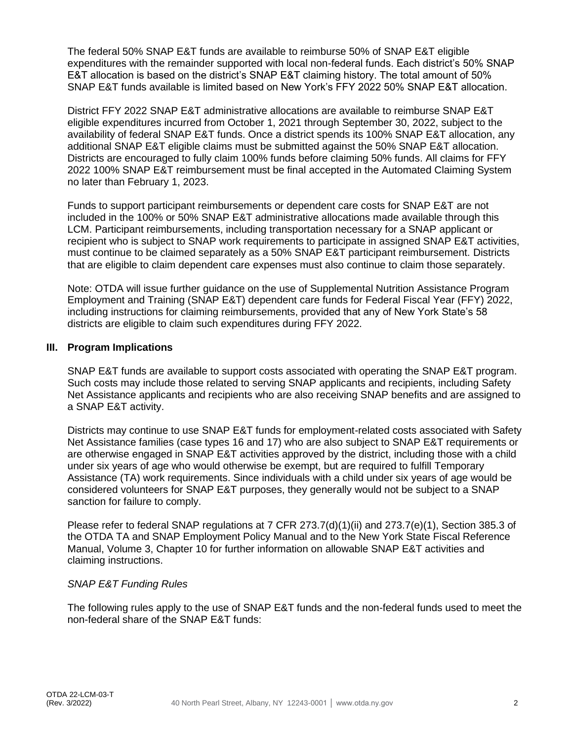The federal 50% SNAP E&T funds are available to reimburse 50% of SNAP E&T eligible expenditures with the remainder supported with local non-federal funds. Each district's 50% SNAP E&T allocation is based on the district's SNAP E&T claiming history. The total amount of 50% SNAP E&T funds available is limited based on New York's FFY 2022 50% SNAP E&T allocation.

District FFY 2022 SNAP E&T administrative allocations are available to reimburse SNAP E&T eligible expenditures incurred from October 1, 2021 through September 30, 2022, subject to the availability of federal SNAP E&T funds. Once a district spends its 100% SNAP E&T allocation, any additional SNAP E&T eligible claims must be submitted against the 50% SNAP E&T allocation. Districts are encouraged to fully claim 100% funds before claiming 50% funds. All claims for FFY 2022 100% SNAP E&T reimbursement must be final accepted in the Automated Claiming System no later than February 1, 2023.

Funds to support participant reimbursements or dependent care costs for SNAP E&T are not included in the 100% or 50% SNAP E&T administrative allocations made available through this LCM. Participant reimbursements, including transportation necessary for a SNAP applicant or recipient who is subject to SNAP work requirements to participate in assigned SNAP E&T activities, must continue to be claimed separately as a 50% SNAP E&T participant reimbursement. Districts that are eligible to claim dependent care expenses must also continue to claim those separately.

Note: OTDA will issue further guidance on the use of Supplemental Nutrition Assistance Program Employment and Training (SNAP E&T) dependent care funds for Federal Fiscal Year (FFY) 2022, including instructions for claiming reimbursements, provided that any of New York State's 58 districts are eligible to claim such expenditures during FFY 2022.

## III. Program Implications

SNAP E&T funds are available to support costs associated with operating the SNAP E&T program. Such costs may include those related to serving SNAP applicants and recipients, including Safety Net Assistance applicants and recipients who are also receiving SNAP benefits and are assigned to a SNAP E&T activity.

Districts may continue to use SNAP E&T funds for employment-related costs associated with Safety Net Assistance families (case types 16 and 17) who are also subject to SNAP E&T requirements or are otherwise engaged in SNAP E&T activities approved by the district, including those with a child under six years of age who would otherwise be exempt, but are required to fulfill Temporary Assistance (TA) work requirements. Since individuals with a child under six years of age would be considered volunteers for SNAP E&T purposes, they generally would not be subject to a SNAP sanction for failure to comply.

Please refer to federal SNAP regulations at 7 CFR 273.7(d)(1)(ii) and 273.7(e)(1), Section 385.3 of the OTDA TA and SNAP Employment Policy Manual and to the New York State Fiscal Reference Manual, Volume 3, Chapter 10 for further information on allowable SNAP E&T activities and claiming instructions.

*SNAP E&T Funding Rules*

The following rules apply to the use of SNAP E&T funds and the non-federal funds used to meet the non-federal share of the SNAP E&T funds: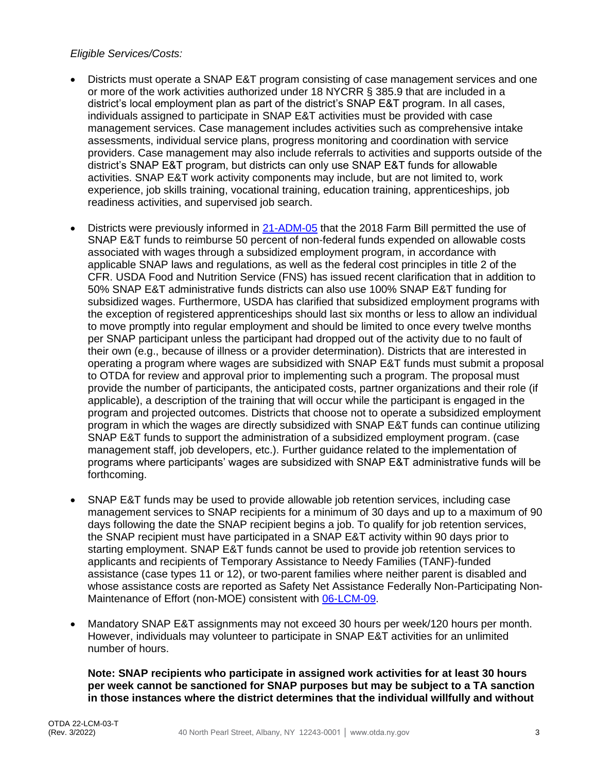*Eligible Services/Costs:*

- Districts must operate a SNAP E&T program consisting of case management services and one or more of the work activities authorized under 18 NYCRR § 385.9 that are included in a district's local employment plan as part of the district's SNAP E&T program. In all cases, individuals assigned to participate in SNAP E&T activities must be provided with case management services. Case management includes activities such as comprehensive intake assessments, individual service plans, progress monitoring and coordination with service providers. Case management may also include referrals to activities and supports outside of the district's SNAP E&T program, but districts can only use SNAP E&T funds for allowable activities. SNAP E&T work activity components may include, but are not limited to, work experience, job skills training, vocational training, education training, apprenticeships, job readiness activities, and supervised job search.

- Districts were previously informed in [21-ADM-05](#) that the 2018 Farm Bill permitted the use of SNAP E&T funds to reimburse 50 percent of non-federal funds expended on allowable costs associated with wages through a subsidized employment program, in accordance with applicable SNAP laws and regulations, as well as the federal cost principles in title 2 of the CFR. USDA Food and Nutrition Service (FNS) has issued recent clarification that in addition to 50% SNAP E&T administrative funds districts can also use 100% SNAP E&T funding for subsidized wages. Furthermore, USDA has clarified that subsidized employment programs with the exception of registered apprenticeships should last six months or less to allow an individual to move promptly into regular employment and should be limited to once every twelve months per SNAP participant unless the participant had dropped out of the activity due to no fault of their own (e.g., because of illness or a provider determination). Districts that are interested in operating a program where wages are subsidized with SNAP E&T funds must submit a proposal to OTDA for review and approval prior to implementing such a program. The proposal must provide the number of participants, the anticipated costs, partner organizations and their role (if applicable), a description of the training that will occur while the participant is engaged in the program and projected outcomes. Districts that choose not to operate a subsidized employment program in which the wages are directly subsidized with SNAP E&T funds can continue utilizing SNAP E&T funds to support the administration of a subsidized employment program. (case management staff, job developers, etc.). Further guidance related to the implementation of programs where participants' wages are subsidized with SNAP E&T administrative funds will be forthcoming.

- SNAP E&T funds may be used to provide allowable job retention services, including case management services to SNAP recipients for a minimum of 30 days and up to a maximum of 90 days following the date the SNAP recipient begins a job. To qualify for job retention services, the SNAP recipient must have participated in a SNAP E&T activity within 90 days prior to starting employment. SNAP E&T funds cannot be used to provide job retention services to applicants and recipients of Temporary Assistance to Needy Families (TANF)-funded assistance (case types 11 or 12), or two-parent families where neither parent is disabled and whose assistance costs are reported as Safety Net Assistance Federally Non-Participating Non-Maintenance of Effort (non-MOE) consistent with [06-LCM-09](#).

- Mandatory SNAP E&T assignments may not exceed 30 hours per week/120 hours per month. However, individuals may volunteer to participate in SNAP E&T activities for an unlimited number of hours.

  **Note: SNAP recipients who participate in assigned work activities for at least 30 hours per week cannot be sanctioned for SNAP purposes but may be subject to a TA sanction in those instances where the district determines that the individual willfully and without**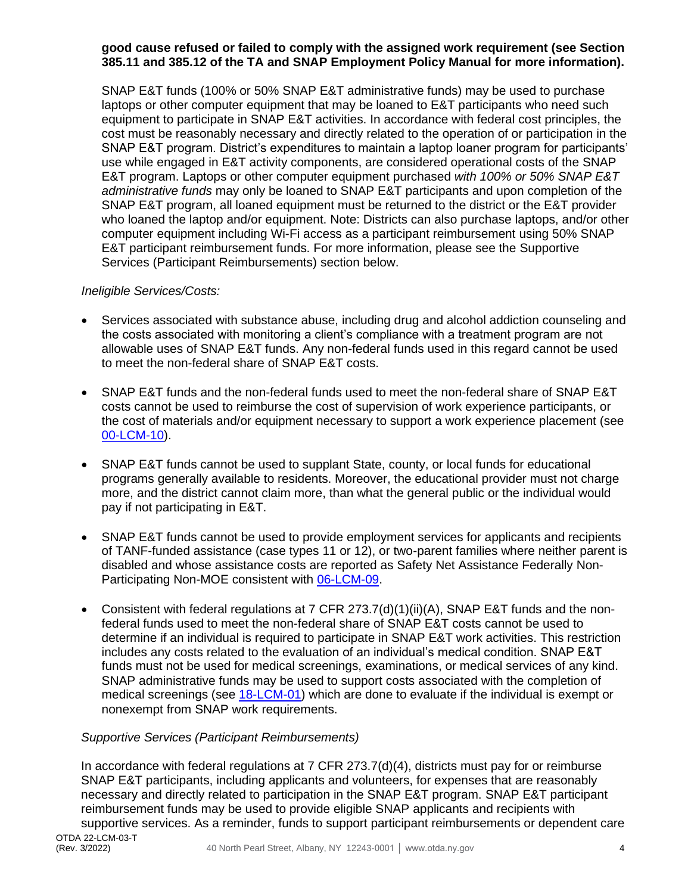**good cause refused or failed to comply with the assigned work requirement (see Section 385.11 and 385.12 of the TA and SNAP Employment Policy Manual for more information).**

SNAP E&T funds (100% or 50% SNAP E&T administrative funds) may be used to purchase laptops or other computer equipment that may be loaned to E&T participants who need such equipment to participate in SNAP E&T activities. In accordance with federal cost principles, the cost must be reasonably necessary and directly related to the operation of or participation in the SNAP E&T program. District's expenditures to maintain a laptop loaner program for participants' use while engaged in E&T activity components, are considered operational costs of the SNAP E&T program. Laptops or other computer equipment purchased *with 100% or 50% SNAP E&T administrative funds* may only be loaned to SNAP E&T participants and upon completion of the SNAP E&T program, all loaned equipment must be returned to the district or the E&T provider who loaned the laptop and/or equipment. Note: Districts can also purchase laptops, and/or other computer equipment including Wi-Fi access as a participant reimbursement using 50% SNAP E&T participant reimbursement funds. For more information, please see the Supportive Services (Participant Reimbursements) section below.

*Ineligible Services/Costs:*

- Services associated with substance abuse, including drug and alcohol addiction counseling and the costs associated with monitoring a client's compliance with a treatment program are not allowable uses of SNAP E&T funds. Any non-federal funds used in this regard cannot be used to meet the non-federal share of SNAP E&T costs.
- SNAP E&T funds and the non-federal funds used to meet the non-federal share of SNAP E&T costs cannot be used to reimburse the cost of supervision of work experience participants, or the cost of materials and/or equipment necessary to support a work experience placement (see 00-LCM-10).
- SNAP E&T funds cannot be used to supplant State, county, or local funds for educational programs generally available to residents. Moreover, the educational provider must not charge more, and the district cannot claim more, than what the general public or the individual would pay if not participating in E&T.
- SNAP E&T funds cannot be used to provide employment services for applicants and recipients of TANF-funded assistance (case types 11 or 12), or two-parent families where neither parent is disabled and whose assistance costs are reported as Safety Net Assistance Federally Non-Participating Non-MOE consistent with 06-LCM-09.
- Consistent with federal regulations at 7 CFR 273.7(d)(1)(ii)(A), SNAP E&T funds and the non-federal funds used to meet the non-federal share of SNAP E&T costs cannot be used to determine if an individual is required to participate in SNAP E&T work activities. This restriction includes any costs related to the evaluation of an individual's medical condition. SNAP E&T funds must not be used for medical screenings, examinations, or medical services of any kind. SNAP administrative funds may be used to support costs associated with the completion of medical screenings (see 18-LCM-01) which are done to evaluate if the individual is exempt or nonexempt from SNAP work requirements.

*Supportive Services (Participant Reimbursements)*

In accordance with federal regulations at 7 CFR 273.7(d)(4), districts must pay for or reimburse SNAP E&T participants, including applicants and volunteers, for expenses that are reasonably necessary and directly related to participation in the SNAP E&T program. SNAP E&T participant reimbursement funds may be used to provide eligible SNAP applicants and recipients with supportive services. As a reminder, funds to support participant reimbursements or dependent care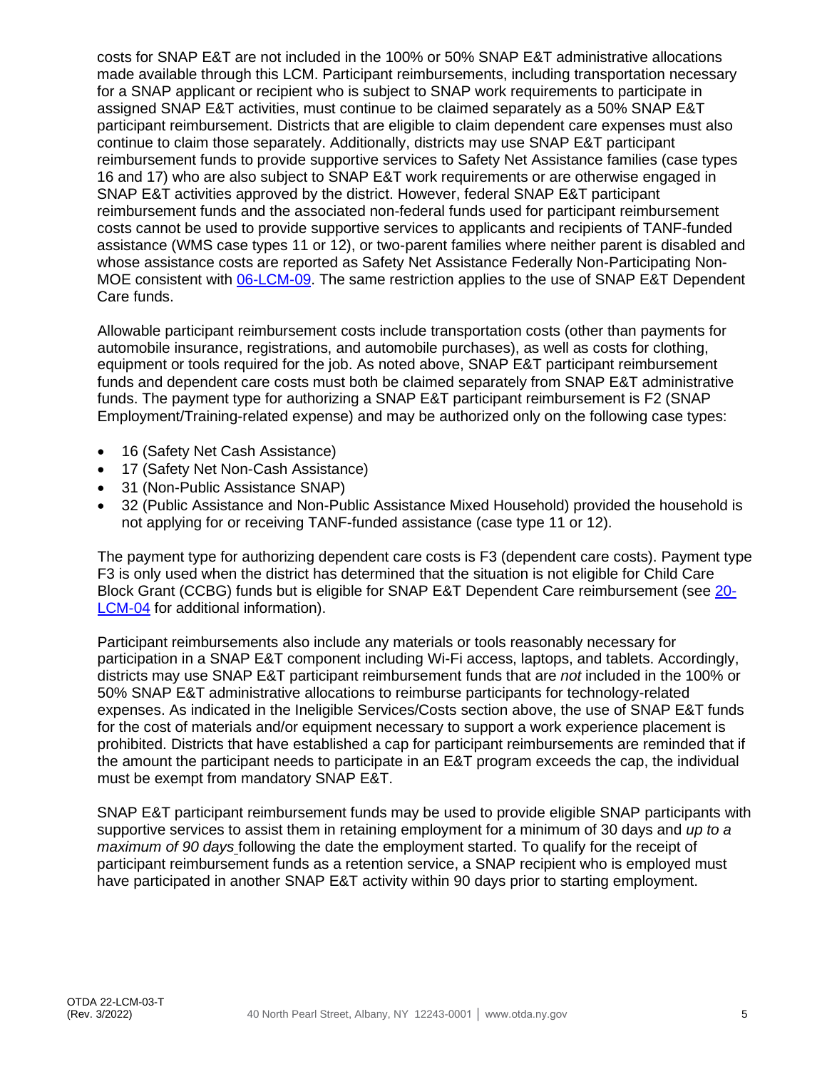costs for SNAP E&T are not included in the 100% or 50% SNAP E&T administrative allocations made available through this LCM. Participant reimbursements, including transportation necessary for a SNAP applicant or recipient who is subject to SNAP work requirements to participate in assigned SNAP E&T activities, must continue to be claimed separately as a 50% SNAP E&T participant reimbursement. Districts that are eligible to claim dependent care expenses must also continue to claim those separately. Additionally, districts may use SNAP E&T participant reimbursement funds to provide supportive services to Safety Net Assistance families (case types 16 and 17) who are also subject to SNAP E&T work requirements or are otherwise engaged in SNAP E&T activities approved by the district. However, federal SNAP E&T participant reimbursement funds and the associated non-federal funds used for participant reimbursement costs cannot be used to provide supportive services to applicants and recipients of TANF-funded assistance (WMS case types 11 or 12), or two-parent families where neither parent is disabled and whose assistance costs are reported as Safety Net Assistance Federally Non-Participating Non-MOE consistent with 06-LCM-09. The same restriction applies to the use of SNAP E&T Dependent Care funds.

Allowable participant reimbursement costs include transportation costs (other than payments for automobile insurance, registrations, and automobile purchases), as well as costs for clothing, equipment or tools required for the job. As noted above, SNAP E&T participant reimbursement funds and dependent care costs must both be claimed separately from SNAP E&T administrative funds. The payment type for authorizing a SNAP E&T participant reimbursement is F2 (SNAP Employment/Training-related expense) and may be authorized only on the following case types:

- 16 (Safety Net Cash Assistance)
- 17 (Safety Net Non-Cash Assistance)
- 31 (Non-Public Assistance SNAP)
- 32 (Public Assistance and Non-Public Assistance Mixed Household) provided the household is not applying for or receiving TANF-funded assistance (case type 11 or 12).

The payment type for authorizing dependent care costs is F3 (dependent care costs). Payment type F3 is only used when the district has determined that the situation is not eligible for Child Care Block Grant (CCBG) funds but is eligible for SNAP E&T Dependent Care reimbursement (see 20-LCM-04 for additional information).

Participant reimbursements also include any materials or tools reasonably necessary for participation in a SNAP E&T component including Wi-Fi access, laptops, and tablets. Accordingly, districts may use SNAP E&T participant reimbursement funds that are *not* included in the 100% or 50% SNAP E&T administrative allocations to reimburse participants for technology-related expenses. As indicated in the Ineligible Services/Costs section above, the use of SNAP E&T funds for the cost of materials and/or equipment necessary to support a work experience placement is prohibited. Districts that have established a cap for participant reimbursements are reminded that if the amount the participant needs to participate in an E&T program exceeds the cap, the individual must be exempt from mandatory SNAP E&T.

SNAP E&T participant reimbursement funds may be used to provide eligible SNAP participants with supportive services to assist them in retaining employment for a minimum of 30 days and *up to a maximum of 90 days* following the date the employment started. To qualify for the receipt of participant reimbursement funds as a retention service, a SNAP recipient who is employed must have participated in another SNAP E&T activity within 90 days prior to starting employment.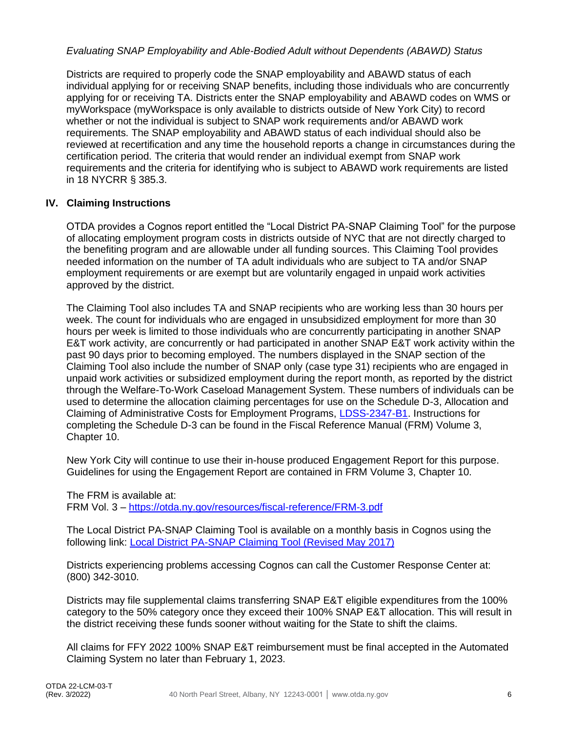*Evaluating SNAP Employability and Able-Bodied Adult without Dependents (ABAWD) Status*

Districts are required to properly code the SNAP employability and ABAWD status of each individual applying for or receiving SNAP benefits, including those individuals who are concurrently applying for or receiving TA. Districts enter the SNAP employability and ABAWD codes on WMS or myWorkspace (myWorkspace is only available to districts outside of New York City) to record whether or not the individual is subject to SNAP work requirements and/or ABAWD work requirements. The SNAP employability and ABAWD status of each individual should also be reviewed at recertification and any time the household reports a change in circumstances during the certification period. The criteria that would render an individual exempt from SNAP work requirements and the criteria for identifying who is subject to ABAWD work requirements are listed in 18 NYCRR § 385.3.

## IV. Claiming Instructions

OTDA provides a Cognos report entitled the "Local District PA-SNAP Claiming Tool" for the purpose of allocating employment program costs in districts outside of NYC that are not directly charged to the benefiting program and are allowable under all funding sources. This Claiming Tool provides needed information on the number of TA adult individuals who are subject to TA and/or SNAP employment requirements or are exempt but are voluntarily engaged in unpaid work activities approved by the district.

The Claiming Tool also includes TA and SNAP recipients who are working less than 30 hours per week. The count for individuals who are engaged in unsubsidized employment for more than 30 hours per week is limited to those individuals who are concurrently participating in another SNAP E&T work activity, are concurrently or had participated in another SNAP E&T work activity within the past 90 days prior to becoming employed. The numbers displayed in the SNAP section of the Claiming Tool also include the number of SNAP only (case type 31) recipients who are engaged in unpaid work activities or subsidized employment during the report month, as reported by the district through the Welfare-To-Work Caseload Management System. These numbers of individuals can be used to determine the allocation claiming percentages for use on the Schedule D-3, Allocation and Claiming of Administrative Costs for Employment Programs, LDSS-2347-B1. Instructions for completing the Schedule D-3 can be found in the Fiscal Reference Manual (FRM) Volume 3, Chapter 10.

New York City will continue to use their in-house produced Engagement Report for this purpose. Guidelines for using the Engagement Report are contained in FRM Volume 3, Chapter 10.

The FRM is available at:
FRM Vol. 3 – https://otda.ny.gov/resources/fiscal-reference/FRM-3.pdf

The Local District PA-SNAP Claiming Tool is available on a monthly basis in Cognos using the following link: Local District PA-SNAP Claiming Tool (Revised May 2017)

Districts experiencing problems accessing Cognos can call the Customer Response Center at: (800) 342-3010.

Districts may file supplemental claims transferring SNAP E&T eligible expenditures from the 100% category to the 50% category once they exceed their 100% SNAP E&T allocation. This will result in the district receiving these funds sooner without waiting for the State to shift the claims.

All claims for FFY 2022 100% SNAP E&T reimbursement must be final accepted in the Automated Claiming System no later than February 1, 2023.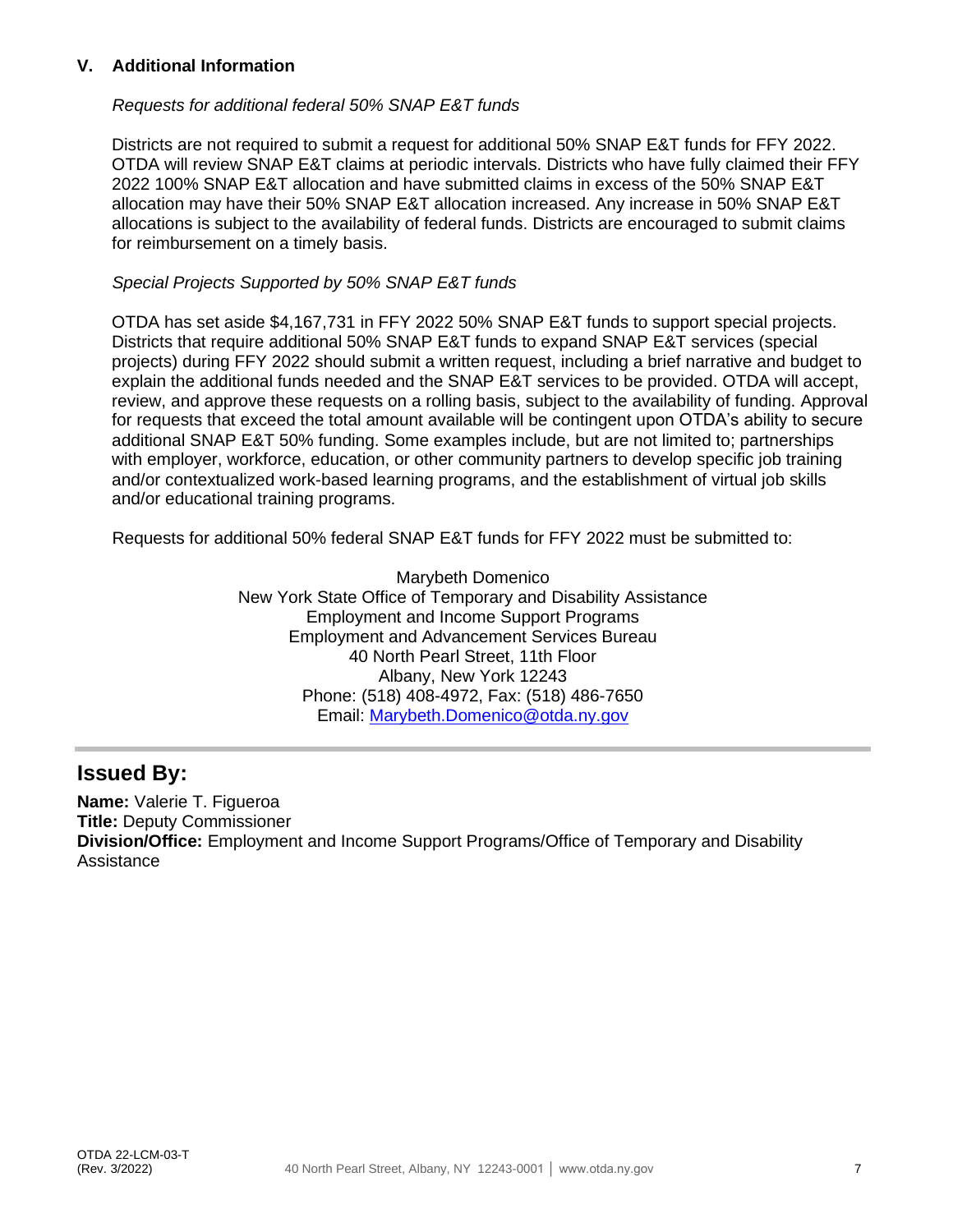## V. Additional Information

*Requests for additional federal 50% SNAP E&T funds*

Districts are not required to submit a request for additional 50% SNAP E&T funds for FFY 2022. OTDA will review SNAP E&T claims at periodic intervals. Districts who have fully claimed their FFY 2022 100% SNAP E&T allocation and have submitted claims in excess of the 50% SNAP E&T allocation may have their 50% SNAP E&T allocation increased. Any increase in 50% SNAP E&T allocations is subject to the availability of federal funds. Districts are encouraged to submit claims for reimbursement on a timely basis.

*Special Projects Supported by 50% SNAP E&T funds*

OTDA has set aside $4,167,731 in FFY 2022 50% SNAP E&T funds to support special projects. Districts that require additional 50% SNAP E&T funds to expand SNAP E&T services (special projects) during FFY 2022 should submit a written request, including a brief narrative and budget to explain the additional funds needed and the SNAP E&T services to be provided. OTDA will accept, review, and approve these requests on a rolling basis, subject to the availability of funding. Approval for requests that exceed the total amount available will be contingent upon OTDA's ability to secure additional SNAP E&T 50% funding. Some examples include, but are not limited to; partnerships with employer, workforce, education, or other community partners to develop specific job training and/or contextualized work-based learning programs, and the establishment of virtual job skills and/or educational training programs.

Requests for additional 50% federal SNAP E&T funds for FFY 2022 must be submitted to:

Marybeth Domenico
New York State Office of Temporary and Disability Assistance
Employment and Income Support Programs
Employment and Advancement Services Bureau
40 North Pearl Street, 11th Floor
Albany, New York 12243
Phone: (518) 408-4972, Fax: (518) 486-7650
Email: Marybeth.Domenico@otda.ny.gov

---

## Issued By:

**Name:** Valerie T. Figueroa
**Title:** Deputy Commissioner
**Division/Office:** Employment and Income Support Programs/Office of Temporary and Disability Assistance

OTDA 22-LCM-03-T
(Rev. 3/2022)